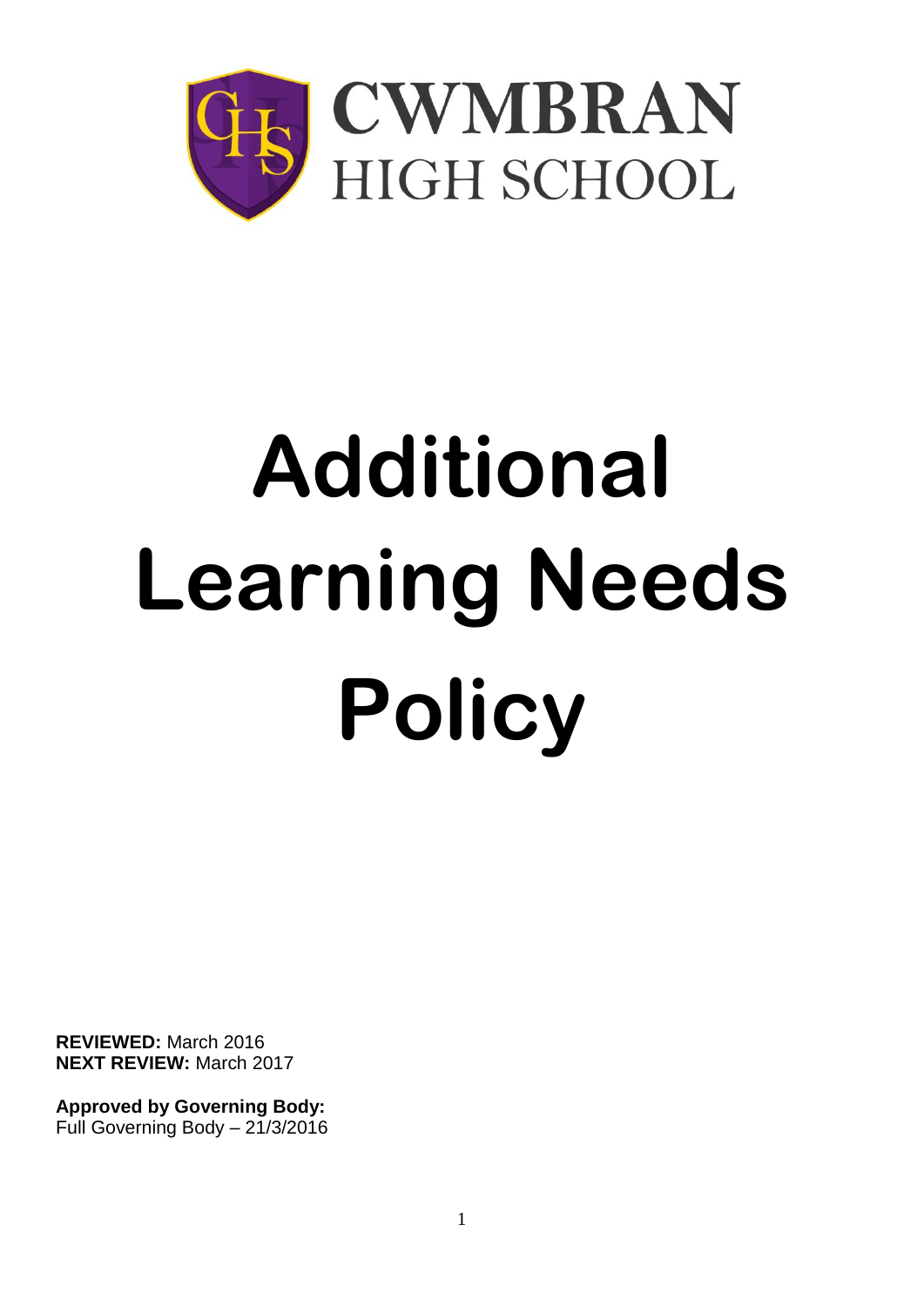CWMBRAN
HIGH SCHOOL

# Additional Learning Needs Policy

**REVIEWED:** March 2016
**NEXT REVIEW:** March 2017

**Approved by Governing Body:**
Full Governing Body – 21/3/2016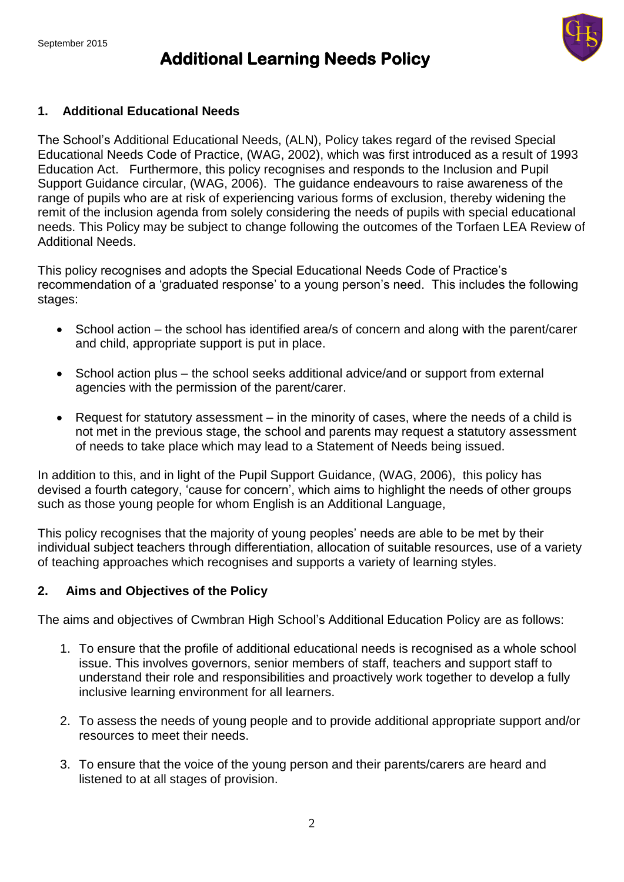# Additional Learning Needs Policy

## 1. Additional Educational Needs

The School's Additional Educational Needs, (ALN), Policy takes regard of the revised Special Educational Needs Code of Practice, (WAG, 2002), which was first introduced as a result of 1993 Education Act. Furthermore, this policy recognises and responds to the Inclusion and Pupil Support Guidance circular, (WAG, 2006). The guidance endeavours to raise awareness of the range of pupils who are at risk of experiencing various forms of exclusion, thereby widening the remit of the inclusion agenda from solely considering the needs of pupils with special educational needs. This Policy may be subject to change following the outcomes of the Torfaen LEA Review of Additional Needs.

This policy recognises and adopts the Special Educational Needs Code of Practice's recommendation of a 'graduated response' to a young person's need. This includes the following stages:

- School action – the school has identified area/s of concern and along with the parent/carer and child, appropriate support is put in place.
- School action plus – the school seeks additional advice/and or support from external agencies with the permission of the parent/carer.
- Request for statutory assessment – in the minority of cases, where the needs of a child is not met in the previous stage, the school and parents may request a statutory assessment of needs to take place which may lead to a Statement of Needs being issued.

In addition to this, and in light of the Pupil Support Guidance, (WAG, 2006), this policy has devised a fourth category, 'cause for concern', which aims to highlight the needs of other groups such as those young people for whom English is an Additional Language,

This policy recognises that the majority of young peoples' needs are able to be met by their individual subject teachers through differentiation, allocation of suitable resources, use of a variety of teaching approaches which recognises and supports a variety of learning styles.

## 2. Aims and Objectives of the Policy

The aims and objectives of Cwmbran High School's Additional Education Policy are as follows:

1. To ensure that the profile of additional educational needs is recognised as a whole school issue. This involves governors, senior members of staff, teachers and support staff to understand their role and responsibilities and proactively work together to develop a fully inclusive learning environment for all learners.
2. To assess the needs of young people and to provide additional appropriate support and/or resources to meet their needs.
3. To ensure that the voice of the young person and their parents/carers are heard and listened to at all stages of provision.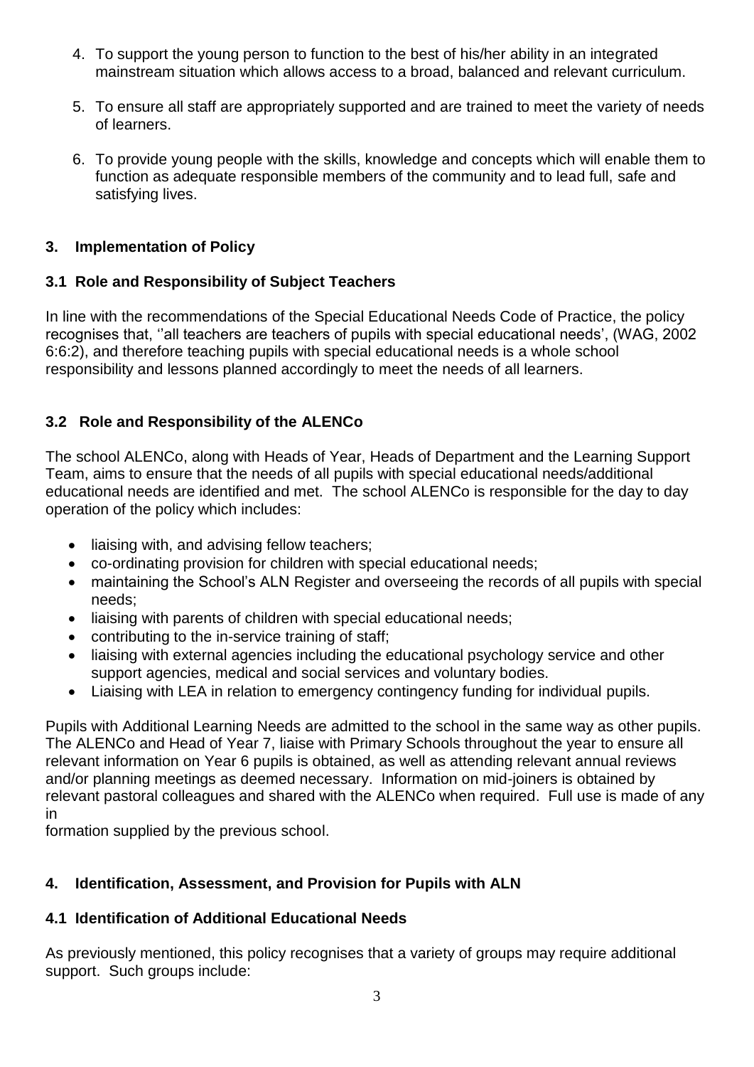4. To support the young person to function to the best of his/her ability in an integrated mainstream situation which allows access to a broad, balanced and relevant curriculum.

5. To ensure all staff are appropriately supported and are trained to meet the variety of needs of learners.

6. To provide young people with the skills, knowledge and concepts which will enable them to function as adequate responsible members of the community and to lead full, safe and satisfying lives.

## 3. Implementation of Policy

### 3.1 Role and Responsibility of Subject Teachers

In line with the recommendations of the Special Educational Needs Code of Practice, the policy recognises that, ''all teachers are teachers of pupils with special educational needs', (WAG, 2002 6:6:2), and therefore teaching pupils with special educational needs is a whole school responsibility and lessons planned accordingly to meet the needs of all learners.

### 3.2 Role and Responsibility of the ALENCo

The school ALENCo, along with Heads of Year, Heads of Department and the Learning Support Team, aims to ensure that the needs of all pupils with special educational needs/additional educational needs are identified and met. The school ALENCo is responsible for the day to day operation of the policy which includes:

- liaising with, and advising fellow teachers;
- co-ordinating provision for children with special educational needs;
- maintaining the School's ALN Register and overseeing the records of all pupils with special needs;
- liaising with parents of children with special educational needs;
- contributing to the in-service training of staff;
- liaising with external agencies including the educational psychology service and other support agencies, medical and social services and voluntary bodies.
- Liaising with LEA in relation to emergency contingency funding for individual pupils.

Pupils with Additional Learning Needs are admitted to the school in the same way as other pupils. The ALENCo and Head of Year 7, liaise with Primary Schools throughout the year to ensure all relevant information on Year 6 pupils is obtained, as well as attending relevant annual reviews and/or planning meetings as deemed necessary. Information on mid-joiners is obtained by relevant pastoral colleagues and shared with the ALENCo when required. Full use is made of any information supplied by the previous school.

## 4. Identification, Assessment, and Provision for Pupils with ALN

### 4.1 Identification of Additional Educational Needs

As previously mentioned, this policy recognises that a variety of groups may require additional support. Such groups include: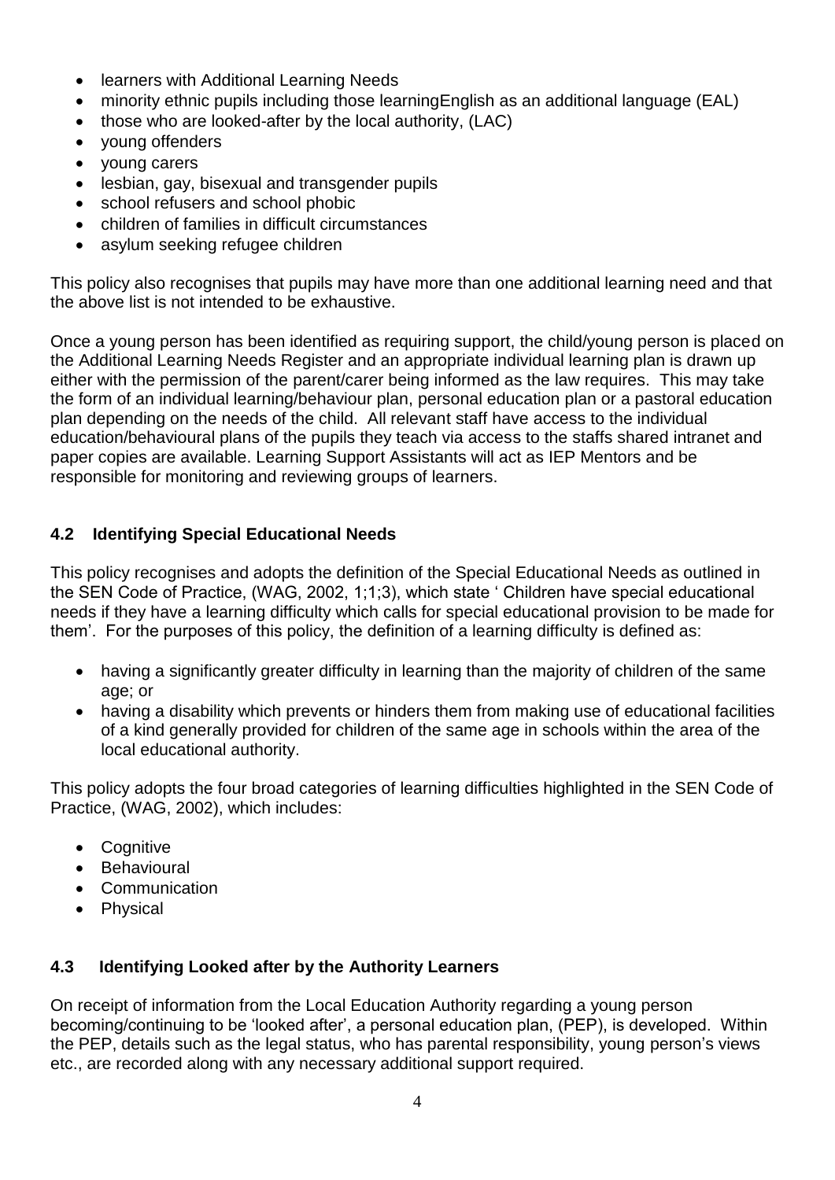- learners with Additional Learning Needs
- minority ethnic pupils including those learningEnglish as an additional language (EAL)
- those who are looked-after by the local authority, (LAC)
- young offenders
- young carers
- lesbian, gay, bisexual and transgender pupils
- school refusers and school phobic
- children of families in difficult circumstances
- asylum seeking refugee children

This policy also recognises that pupils may have more than one additional learning need and that the above list is not intended to be exhaustive.

Once a young person has been identified as requiring support, the child/young person is placed on the Additional Learning Needs Register and an appropriate individual learning plan is drawn up either with the permission of the parent/carer being informed as the law requires. This may take the form of an individual learning/behaviour plan, personal education plan or a pastoral education plan depending on the needs of the child. All relevant staff have access to the individual education/behavioural plans of the pupils they teach via access to the staffs shared intranet and paper copies are available. Learning Support Assistants will act as IEP Mentors and be responsible for monitoring and reviewing groups of learners.

### 4.2 Identifying Special Educational Needs

This policy recognises and adopts the definition of the Special Educational Needs as outlined in the SEN Code of Practice, (WAG, 2002, 1;1;3), which state ' Children have special educational needs if they have a learning difficulty which calls for special educational provision to be made for them'. For the purposes of this policy, the definition of a learning difficulty is defined as:

- having a significantly greater difficulty in learning than the majority of children of the same age; or
- having a disability which prevents or hinders them from making use of educational facilities of a kind generally provided for children of the same age in schools within the area of the local educational authority.

This policy adopts the four broad categories of learning difficulties highlighted in the SEN Code of Practice, (WAG, 2002), which includes:

- Cognitive
- Behavioural
- Communication
- Physical

### 4.3 Identifying Looked after by the Authority Learners

On receipt of information from the Local Education Authority regarding a young person becoming/continuing to be 'looked after', a personal education plan, (PEP), is developed. Within the PEP, details such as the legal status, who has parental responsibility, young person's views etc., are recorded along with any necessary additional support required.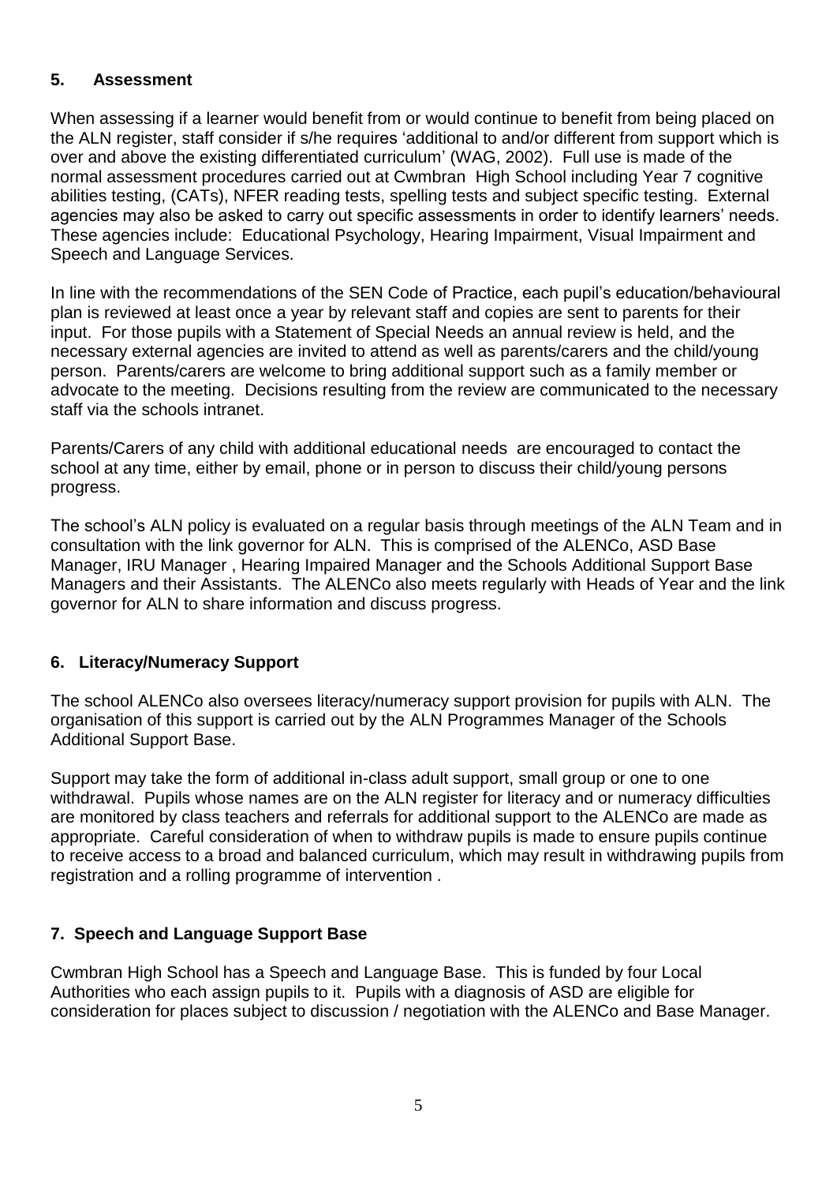## 5. Assessment

When assessing if a learner would benefit from or would continue to benefit from being placed on the ALN register, staff consider if s/he requires 'additional to and/or different from support which is over and above the existing differentiated curriculum' (WAG, 2002). Full use is made of the normal assessment procedures carried out at Cwmbran High School including Year 7 cognitive abilities testing, (CATs), NFER reading tests, spelling tests and subject specific testing. External agencies may also be asked to carry out specific assessments in order to identify learners' needs. These agencies include: Educational Psychology, Hearing Impairment, Visual Impairment and Speech and Language Services.

In line with the recommendations of the SEN Code of Practice, each pupil's education/behavioural plan is reviewed at least once a year by relevant staff and copies are sent to parents for their input. For those pupils with a Statement of Special Needs an annual review is held, and the necessary external agencies are invited to attend as well as parents/carers and the child/young person. Parents/carers are welcome to bring additional support such as a family member or advocate to the meeting. Decisions resulting from the review are communicated to the necessary staff via the schools intranet.

Parents/Carers of any child with additional educational needs are encouraged to contact the school at any time, either by email, phone or in person to discuss their child/young persons progress.

The school's ALN policy is evaluated on a regular basis through meetings of the ALN Team and in consultation with the link governor for ALN. This is comprised of the ALENCo, ASD Base Manager, IRU Manager , Hearing Impaired Manager and the Schools Additional Support Base Managers and their Assistants. The ALENCo also meets regularly with Heads of Year and the link governor for ALN to share information and discuss progress.

## 6. Literacy/Numeracy Support

The school ALENCo also oversees literacy/numeracy support provision for pupils with ALN. The organisation of this support is carried out by the ALN Programmes Manager of the Schools Additional Support Base.

Support may take the form of additional in-class adult support, small group or one to one withdrawal. Pupils whose names are on the ALN register for literacy and or numeracy difficulties are monitored by class teachers and referrals for additional support to the ALENCo are made as appropriate. Careful consideration of when to withdraw pupils is made to ensure pupils continue to receive access to a broad and balanced curriculum, which may result in withdrawing pupils from registration and a rolling programme of intervention .

## 7. Speech and Language Support Base

Cwmbran High School has a Speech and Language Base. This is funded by four Local Authorities who each assign pupils to it. Pupils with a diagnosis of ASD are eligible for consideration for places subject to discussion / negotiation with the ALENCo and Base Manager.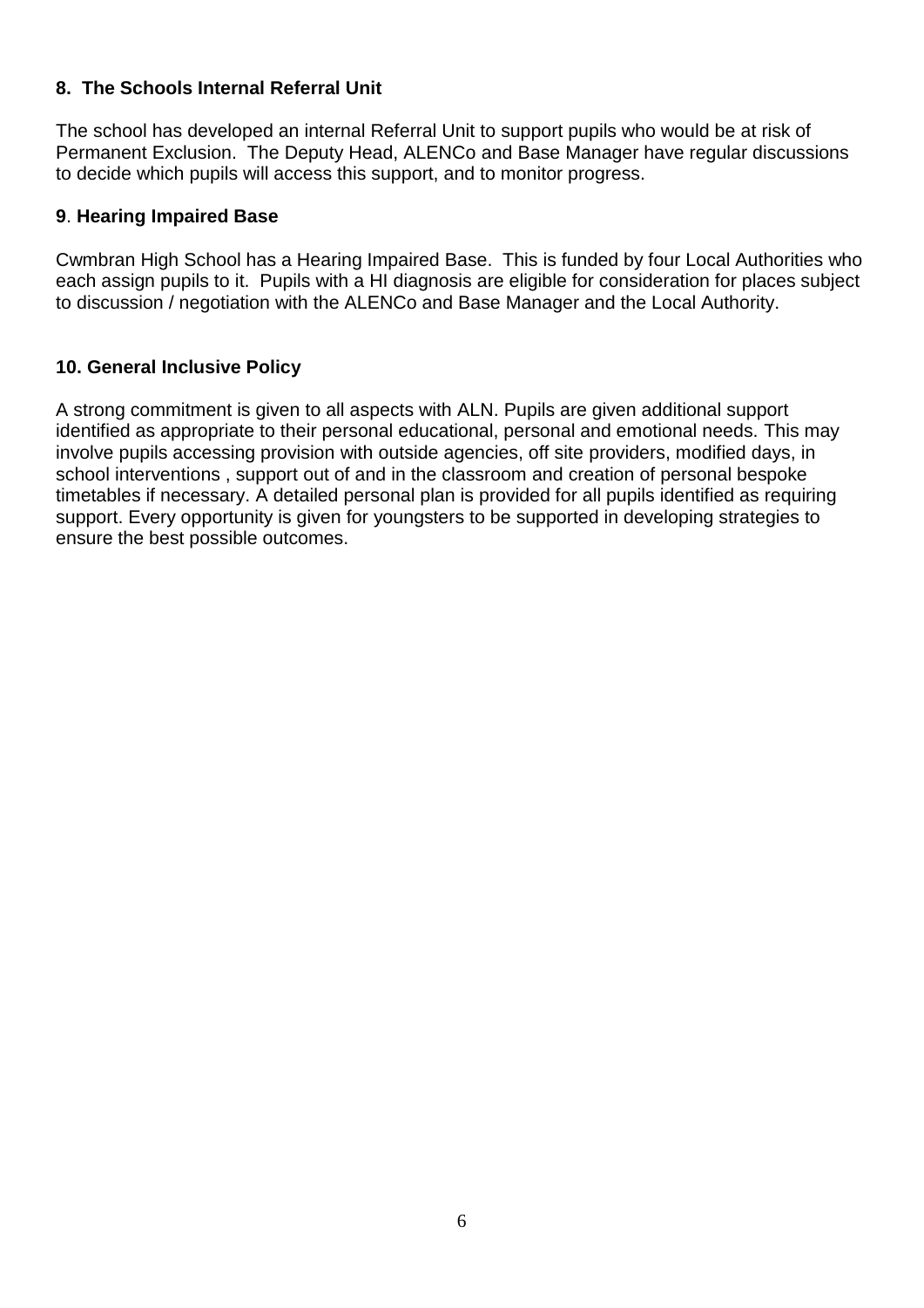## 8. The Schools Internal Referral Unit

The school has developed an internal Referral Unit to support pupils who would be at risk of Permanent Exclusion. The Deputy Head, ALENCo and Base Manager have regular discussions to decide which pupils will access this support, and to monitor progress.

## 9. Hearing Impaired Base

Cwmbran High School has a Hearing Impaired Base. This is funded by four Local Authorities who each assign pupils to it. Pupils with a HI diagnosis are eligible for consideration for places subject to discussion / negotiation with the ALENCo and Base Manager and the Local Authority.

## 10. General Inclusive Policy

A strong commitment is given to all aspects with ALN. Pupils are given additional support identified as appropriate to their personal educational, personal and emotional needs. This may involve pupils accessing provision with outside agencies, off site providers, modified days, in school interventions , support out of and in the classroom and creation of personal bespoke timetables if necessary. A detailed personal plan is provided for all pupils identified as requiring support. Every opportunity is given for youngsters to be supported in developing strategies to ensure the best possible outcomes.